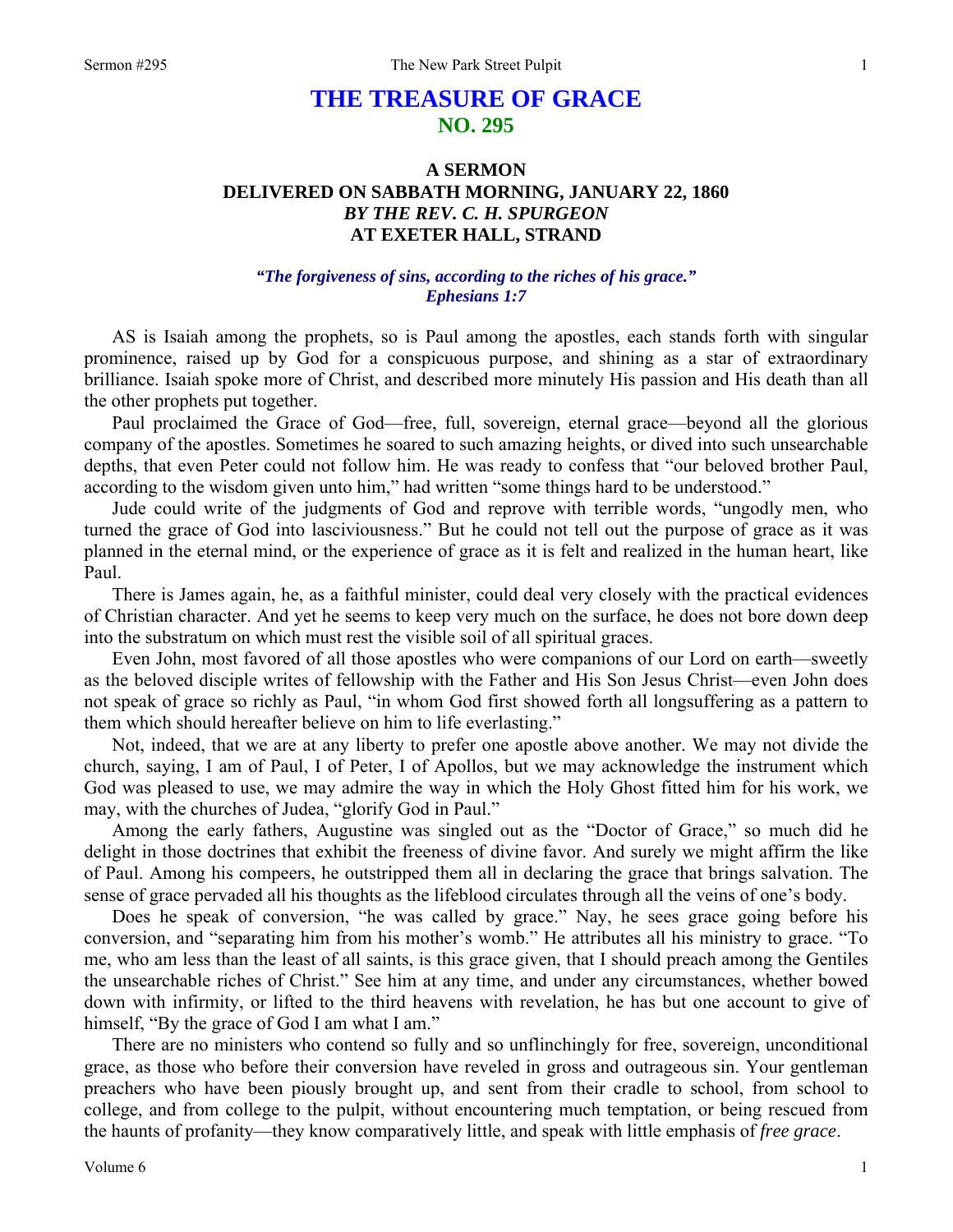# THE TREASURE OF GRACE
## NO. 295

### A SERMON
### DELIVERED ON SABBATH MORNING, JANUARY 22, 1860
### *BY THE REV. C. H. SPURGEON*
### AT EXETER HALL, STRAND

***"The forgiveness of sins, according to the riches of his grace." Ephesians 1:7***

AS is Isaiah among the prophets, so is Paul among the apostles, each stands forth with singular prominence, raised up by God for a conspicuous purpose, and shining as a star of extraordinary brilliance. Isaiah spoke more of Christ, and described more minutely His passion and His death than all the other prophets put together.

Paul proclaimed the Grace of God—free, full, sovereign, eternal grace—beyond all the glorious company of the apostles. Sometimes he soared to such amazing heights, or dived into such unsearchable depths, that even Peter could not follow him. He was ready to confess that "our beloved brother Paul, according to the wisdom given unto him," had written "some things hard to be understood."

Jude could write of the judgments of God and reprove with terrible words, "ungodly men, who turned the grace of God into lasciviousness." But he could not tell out the purpose of grace as it was planned in the eternal mind, or the experience of grace as it is felt and realized in the human heart, like Paul.

There is James again, he, as a faithful minister, could deal very closely with the practical evidences of Christian character. And yet he seems to keep very much on the surface, he does not bore down deep into the substratum on which must rest the visible soil of all spiritual graces.

Even John, most favored of all those apostles who were companions of our Lord on earth—sweetly as the beloved disciple writes of fellowship with the Father and His Son Jesus Christ—even John does not speak of grace so richly as Paul, "in whom God first showed forth all longsuffering as a pattern to them which should hereafter believe on him to life everlasting."

Not, indeed, that we are at any liberty to prefer one apostle above another. We may not divide the church, saying, I am of Paul, I of Peter, I of Apollos, but we may acknowledge the instrument which God was pleased to use, we may admire the way in which the Holy Ghost fitted him for his work, we may, with the churches of Judea, "glorify God in Paul."

Among the early fathers, Augustine was singled out as the "Doctor of Grace," so much did he delight in those doctrines that exhibit the freeness of divine favor. And surely we might affirm the like of Paul. Among his compeers, he outstripped them all in declaring the grace that brings salvation. The sense of grace pervaded all his thoughts as the lifeblood circulates through all the veins of one's body.

Does he speak of conversion, "he was called by grace." Nay, he sees grace going before his conversion, and "separating him from his mother's womb." He attributes all his ministry to grace. "To me, who am less than the least of all saints, is this grace given, that I should preach among the Gentiles the unsearchable riches of Christ." See him at any time, and under any circumstances, whether bowed down with infirmity, or lifted to the third heavens with revelation, he has but one account to give of himself, "By the grace of God I am what I am."

There are no ministers who contend so fully and so unflinchingly for free, sovereign, unconditional grace, as those who before their conversion have reveled in gross and outrageous sin. Your gentleman preachers who have been piously brought up, and sent from their cradle to school, from school to college, and from college to the pulpit, without encountering much temptation, or being rescued from the haunts of profanity—they know comparatively little, and speak with little emphasis of *free grace*.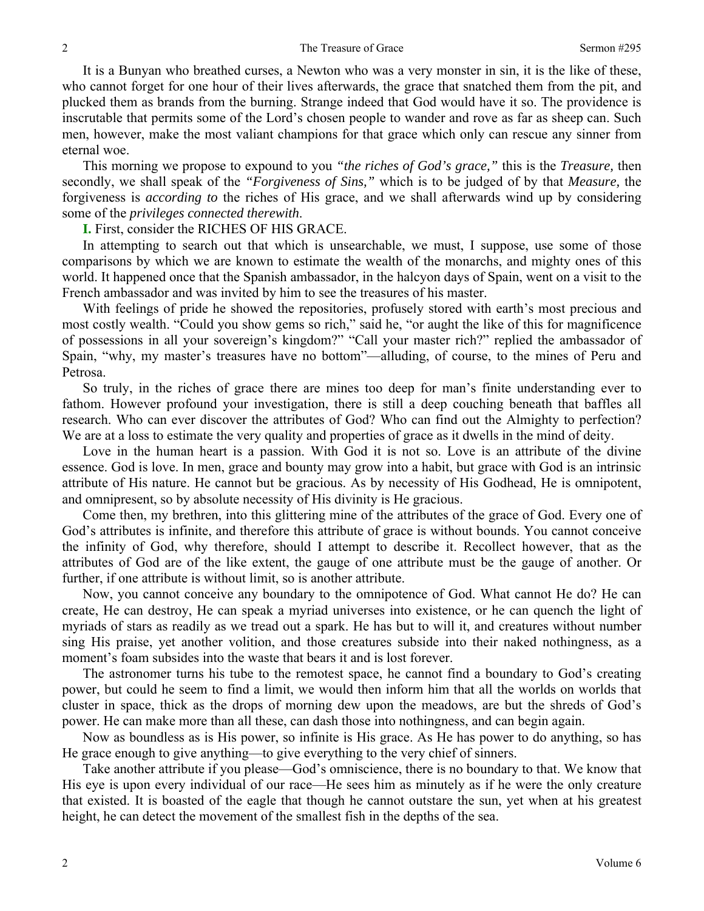It is a Bunyan who breathed curses, a Newton who was a very monster in sin, it is the like of these, who cannot forget for one hour of their lives afterwards, the grace that snatched them from the pit, and plucked them as brands from the burning. Strange indeed that God would have it so. The providence is inscrutable that permits some of the Lord's chosen people to wander and rove as far as sheep can. Such men, however, make the most valiant champions for that grace which only can rescue any sinner from eternal woe.

This morning we propose to expound to you *"the riches of God's grace,"* this is the *Treasure,* then secondly, we shall speak of the *"Forgiveness of Sins,"* which is to be judged of by that *Measure,* the forgiveness is *according to* the riches of His grace, and we shall afterwards wind up by considering some of the *privileges connected therewith*.

**I.** First, consider the RICHES OF HIS GRACE.

In attempting to search out that which is unsearchable, we must, I suppose, use some of those comparisons by which we are known to estimate the wealth of the monarchs, and mighty ones of this world. It happened once that the Spanish ambassador, in the halcyon days of Spain, went on a visit to the French ambassador and was invited by him to see the treasures of his master.

With feelings of pride he showed the repositories, profusely stored with earth's most precious and most costly wealth. "Could you show gems so rich," said he, "or aught the like of this for magnificence of possessions in all your sovereign's kingdom?" "Call your master rich?" replied the ambassador of Spain, "why, my master's treasures have no bottom"—alluding, of course, to the mines of Peru and Petrosa.

So truly, in the riches of grace there are mines too deep for man's finite understanding ever to fathom. However profound your investigation, there is still a deep couching beneath that baffles all research. Who can ever discover the attributes of God? Who can find out the Almighty to perfection? We are at a loss to estimate the very quality and properties of grace as it dwells in the mind of deity.

Love in the human heart is a passion. With God it is not so. Love is an attribute of the divine essence. God is love. In men, grace and bounty may grow into a habit, but grace with God is an intrinsic attribute of His nature. He cannot but be gracious. As by necessity of His Godhead, He is omnipotent, and omnipresent, so by absolute necessity of His divinity is He gracious.

Come then, my brethren, into this glittering mine of the attributes of the grace of God. Every one of God's attributes is infinite, and therefore this attribute of grace is without bounds. You cannot conceive the infinity of God, why therefore, should I attempt to describe it. Recollect however, that as the attributes of God are of the like extent, the gauge of one attribute must be the gauge of another. Or further, if one attribute is without limit, so is another attribute.

Now, you cannot conceive any boundary to the omnipotence of God. What cannot He do? He can create, He can destroy, He can speak a myriad universes into existence, or he can quench the light of myriads of stars as readily as we tread out a spark. He has but to will it, and creatures without number sing His praise, yet another volition, and those creatures subside into their naked nothingness, as a moment's foam subsides into the waste that bears it and is lost forever.

The astronomer turns his tube to the remotest space, he cannot find a boundary to God's creating power, but could he seem to find a limit, we would then inform him that all the worlds on worlds that cluster in space, thick as the drops of morning dew upon the meadows, are but the shreds of God's power. He can make more than all these, can dash those into nothingness, and can begin again.

Now as boundless as is His power, so infinite is His grace. As He has power to do anything, so has He grace enough to give anything—to give everything to the very chief of sinners.

Take another attribute if you please—God's omniscience, there is no boundary to that. We know that His eye is upon every individual of our race—He sees him as minutely as if he were the only creature that existed. It is boasted of the eagle that though he cannot outstare the sun, yet when at his greatest height, he can detect the movement of the smallest fish in the depths of the sea.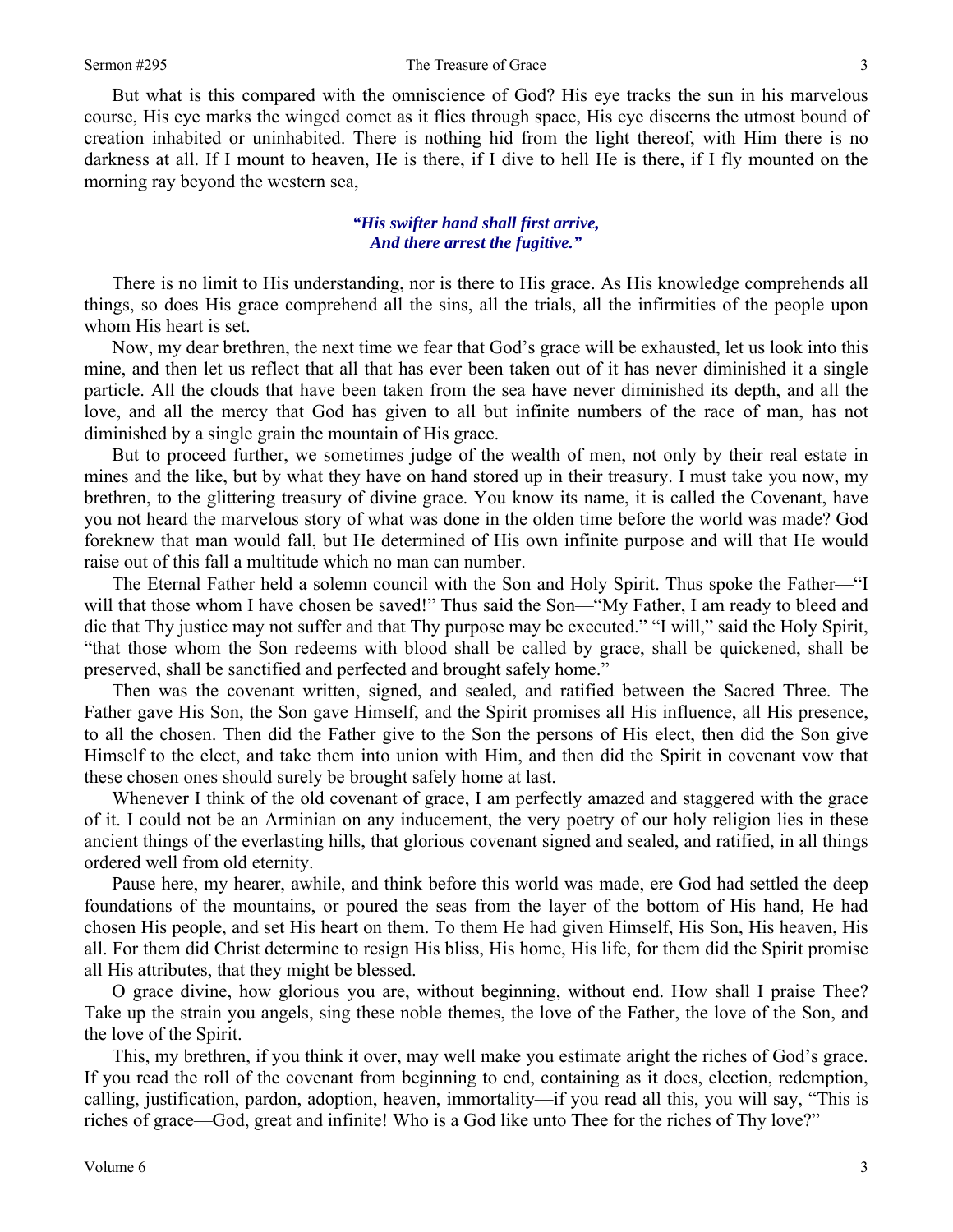But what is this compared with the omniscience of God? His eye tracks the sun in his marvelous course, His eye marks the winged comet as it flies through space, His eye discerns the utmost bound of creation inhabited or uninhabited. There is nothing hid from the light thereof, with Him there is no darkness at all. If I mount to heaven, He is there, if I dive to hell He is there, if I fly mounted on the morning ray beyond the western sea,

> ***"His swifter hand shall first arrive,***
> ***And there arrest the fugitive."***

There is no limit to His understanding, nor is there to His grace. As His knowledge comprehends all things, so does His grace comprehend all the sins, all the trials, all the infirmities of the people upon whom His heart is set.

Now, my dear brethren, the next time we fear that God's grace will be exhausted, let us look into this mine, and then let us reflect that all that has ever been taken out of it has never diminished it a single particle. All the clouds that have been taken from the sea have never diminished its depth, and all the love, and all the mercy that God has given to all but infinite numbers of the race of man, has not diminished by a single grain the mountain of His grace.

But to proceed further, we sometimes judge of the wealth of men, not only by their real estate in mines and the like, but by what they have on hand stored up in their treasury. I must take you now, my brethren, to the glittering treasury of divine grace. You know its name, it is called the Covenant, have you not heard the marvelous story of what was done in the olden time before the world was made? God foreknew that man would fall, but He determined of His own infinite purpose and will that He would raise out of this fall a multitude which no man can number.

The Eternal Father held a solemn council with the Son and Holy Spirit. Thus spoke the Father—"I will that those whom I have chosen be saved!" Thus said the Son—"My Father, I am ready to bleed and die that Thy justice may not suffer and that Thy purpose may be executed." "I will," said the Holy Spirit, "that those whom the Son redeems with blood shall be called by grace, shall be quickened, shall be preserved, shall be sanctified and perfected and brought safely home."

Then was the covenant written, signed, and sealed, and ratified between the Sacred Three. The Father gave His Son, the Son gave Himself, and the Spirit promises all His influence, all His presence, to all the chosen. Then did the Father give to the Son the persons of His elect, then did the Son give Himself to the elect, and take them into union with Him, and then did the Spirit in covenant vow that these chosen ones should surely be brought safely home at last.

Whenever I think of the old covenant of grace, I am perfectly amazed and staggered with the grace of it. I could not be an Arminian on any inducement, the very poetry of our holy religion lies in these ancient things of the everlasting hills, that glorious covenant signed and sealed, and ratified, in all things ordered well from old eternity.

Pause here, my hearer, awhile, and think before this world was made, ere God had settled the deep foundations of the mountains, or poured the seas from the layer of the bottom of His hand, He had chosen His people, and set His heart on them. To them He had given Himself, His Son, His heaven, His all. For them did Christ determine to resign His bliss, His home, His life, for them did the Spirit promise all His attributes, that they might be blessed.

O grace divine, how glorious you are, without beginning, without end. How shall I praise Thee? Take up the strain you angels, sing these noble themes, the love of the Father, the love of the Son, and the love of the Spirit.

This, my brethren, if you think it over, may well make you estimate aright the riches of God's grace. If you read the roll of the covenant from beginning to end, containing as it does, election, redemption, calling, justification, pardon, adoption, heaven, immortality—if you read all this, you will say, "This is riches of grace—God, great and infinite! Who is a God like unto Thee for the riches of Thy love?"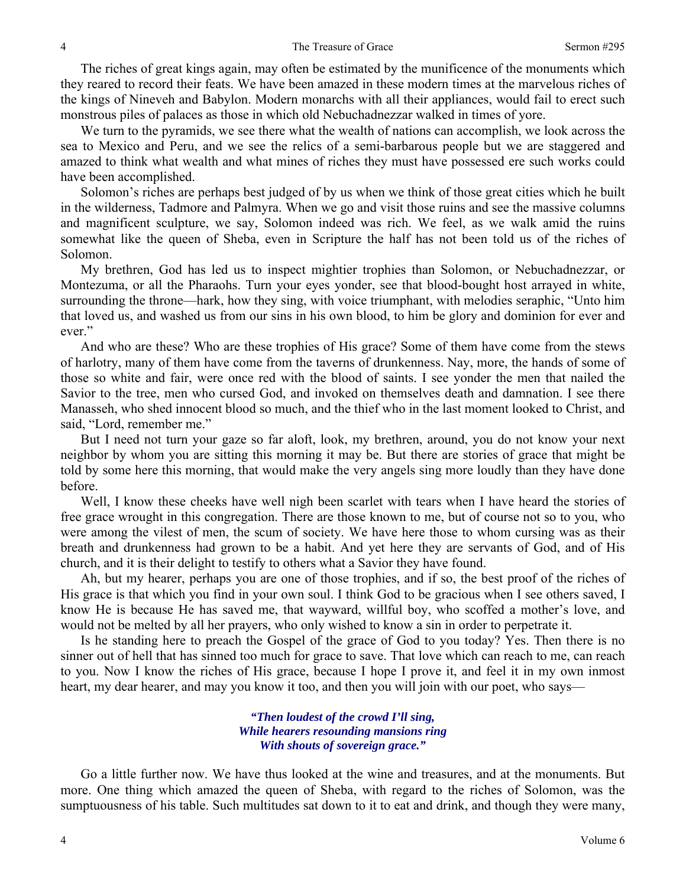The riches of great kings again, may often be estimated by the munificence of the monuments which they reared to record their feats. We have been amazed in these modern times at the marvelous riches of the kings of Nineveh and Babylon. Modern monarchs with all their appliances, would fail to erect such monstrous piles of palaces as those in which old Nebuchadnezzar walked in times of yore.

We turn to the pyramids, we see there what the wealth of nations can accomplish, we look across the sea to Mexico and Peru, and we see the relics of a semi-barbarous people but we are staggered and amazed to think what wealth and what mines of riches they must have possessed ere such works could have been accomplished.

Solomon's riches are perhaps best judged of by us when we think of those great cities which he built in the wilderness, Tadmore and Palmyra. When we go and visit those ruins and see the massive columns and magnificent sculpture, we say, Solomon indeed was rich. We feel, as we walk amid the ruins somewhat like the queen of Sheba, even in Scripture the half has not been told us of the riches of Solomon.

My brethren, God has led us to inspect mightier trophies than Solomon, or Nebuchadnezzar, or Montezuma, or all the Pharaohs. Turn your eyes yonder, see that blood-bought host arrayed in white, surrounding the throne—hark, how they sing, with voice triumphant, with melodies seraphic, "Unto him that loved us, and washed us from our sins in his own blood, to him be glory and dominion for ever and ever."

And who are these? Who are these trophies of His grace? Some of them have come from the stews of harlotry, many of them have come from the taverns of drunkenness. Nay, more, the hands of some of those so white and fair, were once red with the blood of saints. I see yonder the men that nailed the Savior to the tree, men who cursed God, and invoked on themselves death and damnation. I see there Manasseh, who shed innocent blood so much, and the thief who in the last moment looked to Christ, and said, "Lord, remember me."

But I need not turn your gaze so far aloft, look, my brethren, around, you do not know your next neighbor by whom you are sitting this morning it may be. But there are stories of grace that might be told by some here this morning, that would make the very angels sing more loudly than they have done before.

Well, I know these cheeks have well nigh been scarlet with tears when I have heard the stories of free grace wrought in this congregation. There are those known to me, but of course not so to you, who were among the vilest of men, the scum of society. We have here those to whom cursing was as their breath and drunkenness had grown to be a habit. And yet here they are servants of God, and of His church, and it is their delight to testify to others what a Savior they have found.

Ah, but my hearer, perhaps you are one of those trophies, and if so, the best proof of the riches of His grace is that which you find in your own soul. I think God to be gracious when I see others saved, I know He is because He has saved me, that wayward, willful boy, who scoffed a mother's love, and would not be melted by all her prayers, who only wished to know a sin in order to perpetrate it.

Is he standing here to preach the Gospel of the grace of God to you today? Yes. Then there is no sinner out of hell that has sinned too much for grace to save. That love which can reach to me, can reach to you. Now I know the riches of His grace, because I hope I prove it, and feel it in my own inmost heart, my dear hearer, and may you know it too, and then you will join with our poet, who says—

> ***"Then loudest of the crowd I'll sing,***
> ***While hearers resounding mansions ring***
> ***With shouts of sovereign grace."***

Go a little further now. We have thus looked at the wine and treasures, and at the monuments. But more. One thing which amazed the queen of Sheba, with regard to the riches of Solomon, was the sumptuousness of his table. Such multitudes sat down to it to eat and drink, and though they were many,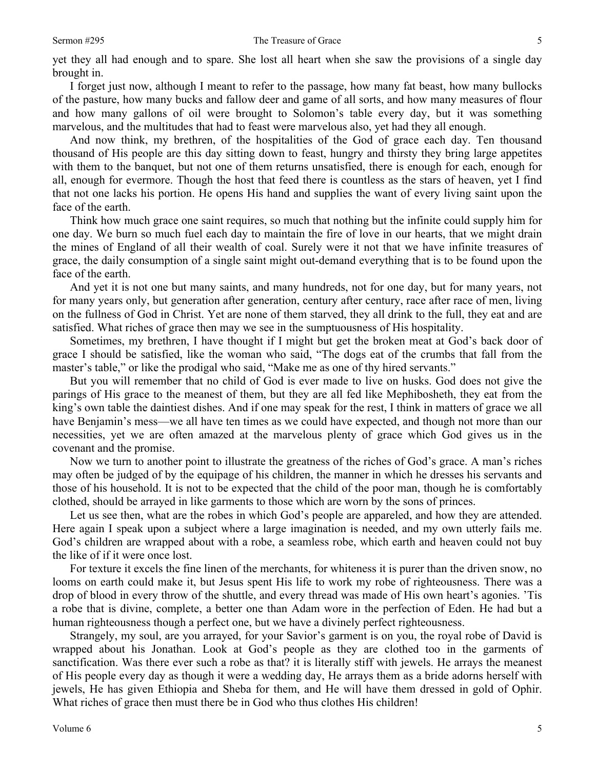yet they all had enough and to spare. She lost all heart when she saw the provisions of a single day brought in.

I forget just now, although I meant to refer to the passage, how many fat beast, how many bullocks of the pasture, how many bucks and fallow deer and game of all sorts, and how many measures of flour and how many gallons of oil were brought to Solomon's table every day, but it was something marvelous, and the multitudes that had to feast were marvelous also, yet had they all enough.

And now think, my brethren, of the hospitalities of the God of grace each day. Ten thousand thousand of His people are this day sitting down to feast, hungry and thirsty they bring large appetites with them to the banquet, but not one of them returns unsatisfied, there is enough for each, enough for all, enough for evermore. Though the host that feed there is countless as the stars of heaven, yet I find that not one lacks his portion. He opens His hand and supplies the want of every living saint upon the face of the earth.

Think how much grace one saint requires, so much that nothing but the infinite could supply him for one day. We burn so much fuel each day to maintain the fire of love in our hearts, that we might drain the mines of England of all their wealth of coal. Surely were it not that we have infinite treasures of grace, the daily consumption of a single saint might out-demand everything that is to be found upon the face of the earth.

And yet it is not one but many saints, and many hundreds, not for one day, but for many years, not for many years only, but generation after generation, century after century, race after race of men, living on the fullness of God in Christ. Yet are none of them starved, they all drink to the full, they eat and are satisfied. What riches of grace then may we see in the sumptuousness of His hospitality.

Sometimes, my brethren, I have thought if I might but get the broken meat at God's back door of grace I should be satisfied, like the woman who said, "The dogs eat of the crumbs that fall from the master's table," or like the prodigal who said, "Make me as one of thy hired servants."

But you will remember that no child of God is ever made to live on husks. God does not give the parings of His grace to the meanest of them, but they are all fed like Mephibosheth, they eat from the king's own table the daintiest dishes. And if one may speak for the rest, I think in matters of grace we all have Benjamin's mess—we all have ten times as we could have expected, and though not more than our necessities, yet we are often amazed at the marvelous plenty of grace which God gives us in the covenant and the promise.

Now we turn to another point to illustrate the greatness of the riches of God's grace. A man's riches may often be judged of by the equipage of his children, the manner in which he dresses his servants and those of his household. It is not to be expected that the child of the poor man, though he is comfortably clothed, should be arrayed in like garments to those which are worn by the sons of princes.

Let us see then, what are the robes in which God's people are appareled, and how they are attended. Here again I speak upon a subject where a large imagination is needed, and my own utterly fails me. God's children are wrapped about with a robe, a seamless robe, which earth and heaven could not buy the like of if it were once lost.

For texture it excels the fine linen of the merchants, for whiteness it is purer than the driven snow, no looms on earth could make it, but Jesus spent His life to work my robe of righteousness. There was a drop of blood in every throw of the shuttle, and every thread was made of His own heart's agonies. 'Tis a robe that is divine, complete, a better one than Adam wore in the perfection of Eden. He had but a human righteousness though a perfect one, but we have a divinely perfect righteousness.

Strangely, my soul, are you arrayed, for your Savior's garment is on you, the royal robe of David is wrapped about his Jonathan. Look at God's people as they are clothed too in the garments of sanctification. Was there ever such a robe as that? it is literally stiff with jewels. He arrays the meanest of His people every day as though it were a wedding day, He arrays them as a bride adorns herself with jewels, He has given Ethiopia and Sheba for them, and He will have them dressed in gold of Ophir. What riches of grace then must there be in God who thus clothes His children!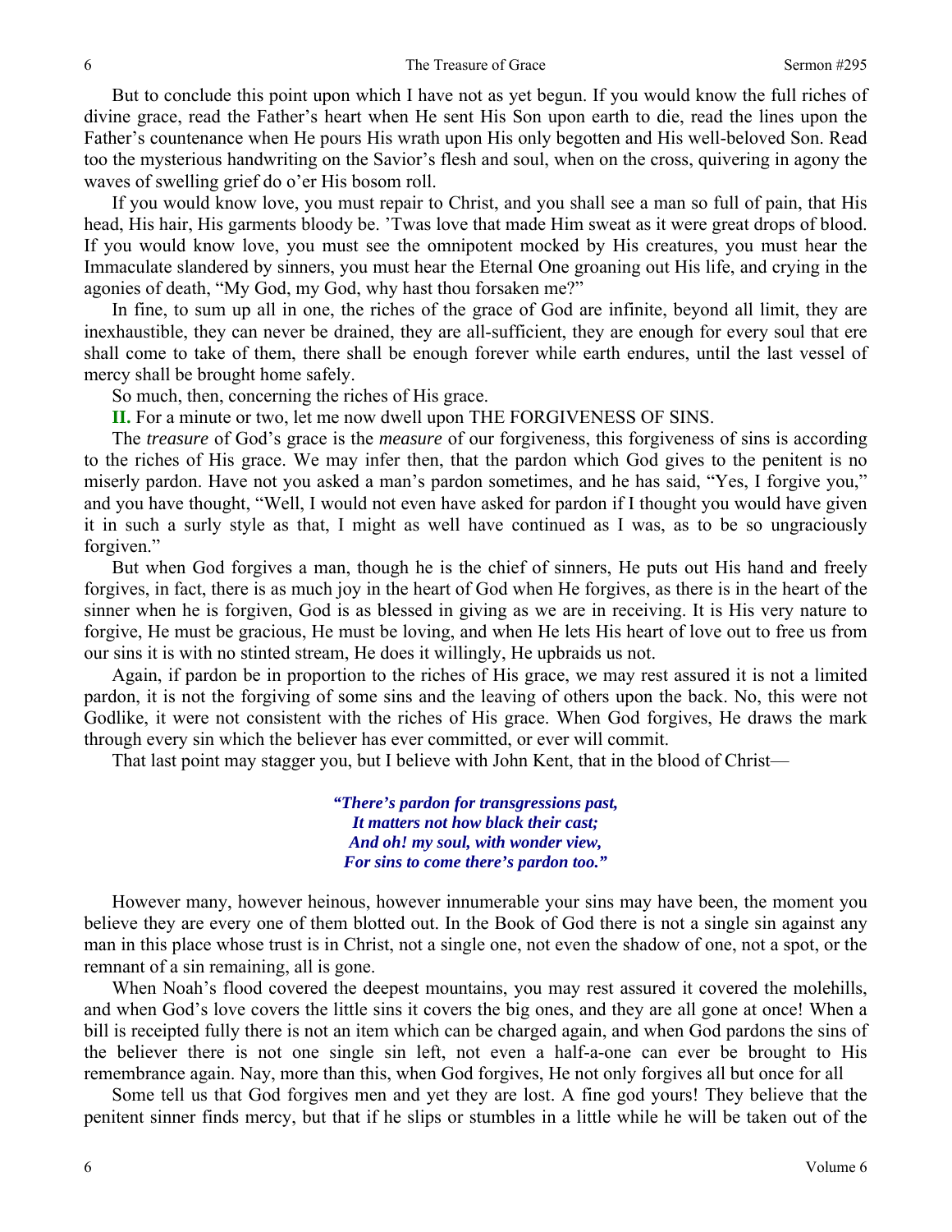But to conclude this point upon which I have not as yet begun. If you would know the full riches of divine grace, read the Father's heart when He sent His Son upon earth to die, read the lines upon the Father's countenance when He pours His wrath upon His only begotten and His well-beloved Son. Read too the mysterious handwriting on the Savior's flesh and soul, when on the cross, quivering in agony the waves of swelling grief do o'er His bosom roll.

If you would know love, you must repair to Christ, and you shall see a man so full of pain, that His head, His hair, His garments bloody be. 'Twas love that made Him sweat as it were great drops of blood. If you would know love, you must see the omnipotent mocked by His creatures, you must hear the Immaculate slandered by sinners, you must hear the Eternal One groaning out His life, and crying in the agonies of death, "My God, my God, why hast thou forsaken me?"

In fine, to sum up all in one, the riches of the grace of God are infinite, beyond all limit, they are inexhaustible, they can never be drained, they are all-sufficient, they are enough for every soul that ere shall come to take of them, there shall be enough forever while earth endures, until the last vessel of mercy shall be brought home safely.

So much, then, concerning the riches of His grace.

**II.** For a minute or two, let me now dwell upon THE FORGIVENESS OF SINS.

The *treasure* of God's grace is the *measure* of our forgiveness, this forgiveness of sins is according to the riches of His grace. We may infer then, that the pardon which God gives to the penitent is no miserly pardon. Have not you asked a man's pardon sometimes, and he has said, "Yes, I forgive you," and you have thought, "Well, I would not even have asked for pardon if I thought you would have given it in such a surly style as that, I might as well have continued as I was, as to be so ungraciously forgiven."

But when God forgives a man, though he is the chief of sinners, He puts out His hand and freely forgives, in fact, there is as much joy in the heart of God when He forgives, as there is in the heart of the sinner when he is forgiven, God is as blessed in giving as we are in receiving. It is His very nature to forgive, He must be gracious, He must be loving, and when He lets His heart of love out to free us from our sins it is with no stinted stream, He does it willingly, He upbraids us not.

Again, if pardon be in proportion to the riches of His grace, we may rest assured it is not a limited pardon, it is not the forgiving of some sins and the leaving of others upon the back. No, this were not Godlike, it were not consistent with the riches of His grace. When God forgives, He draws the mark through every sin which the believer has ever committed, or ever will commit.

That last point may stagger you, but I believe with John Kent, that in the blood of Christ—

> ***"There's pardon for transgressions past,***
> ***It matters not how black their cast;***
> ***And oh! my soul, with wonder view,***
> ***For sins to come there's pardon too."***

However many, however heinous, however innumerable your sins may have been, the moment you believe they are every one of them blotted out. In the Book of God there is not a single sin against any man in this place whose trust is in Christ, not a single one, not even the shadow of one, not a spot, or the remnant of a sin remaining, all is gone.

When Noah's flood covered the deepest mountains, you may rest assured it covered the molehills, and when God's love covers the little sins it covers the big ones, and they are all gone at once! When a bill is receipted fully there is not an item which can be charged again, and when God pardons the sins of the believer there is not one single sin left, not even a half-a-one can ever be brought to His remembrance again. Nay, more than this, when God forgives, He not only forgives all but once for all

Some tell us that God forgives men and yet they are lost. A fine god yours! They believe that the penitent sinner finds mercy, but that if he slips or stumbles in a little while he will be taken out of the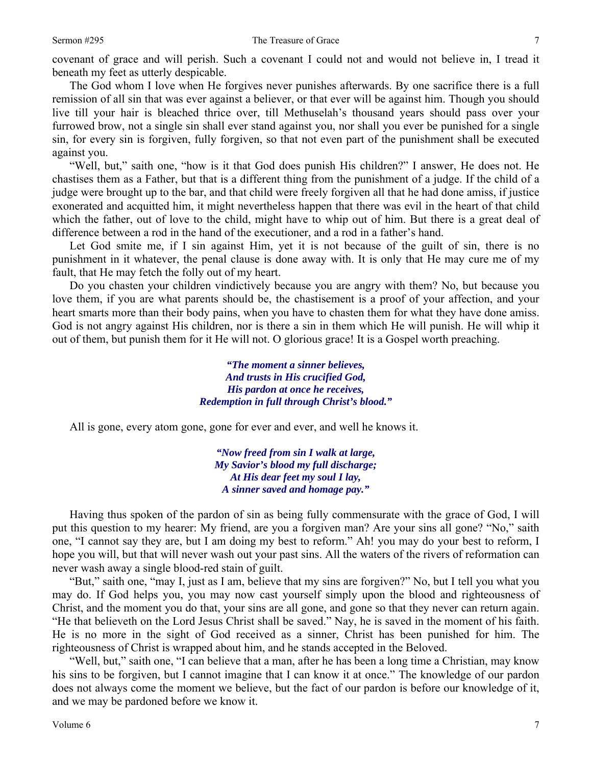covenant of grace and will perish. Such a covenant I could not and would not believe in, I tread it beneath my feet as utterly despicable.

The God whom I love when He forgives never punishes afterwards. By one sacrifice there is a full remission of all sin that was ever against a believer, or that ever will be against him. Though you should live till your hair is bleached thrice over, till Methuselah's thousand years should pass over your furrowed brow, not a single sin shall ever stand against you, nor shall you ever be punished for a single sin, for every sin is forgiven, fully forgiven, so that not even part of the punishment shall be executed against you.

"Well, but," saith one, "how is it that God does punish His children?" I answer, He does not. He chastises them as a Father, but that is a different thing from the punishment of a judge. If the child of a judge were brought up to the bar, and that child were freely forgiven all that he had done amiss, if justice exonerated and acquitted him, it might nevertheless happen that there was evil in the heart of that child which the father, out of love to the child, might have to whip out of him. But there is a great deal of difference between a rod in the hand of the executioner, and a rod in a father's hand.

Let God smite me, if I sin against Him, yet it is not because of the guilt of sin, there is no punishment in it whatever, the penal clause is done away with. It is only that He may cure me of my fault, that He may fetch the folly out of my heart.

Do you chasten your children vindictively because you are angry with them? No, but because you love them, if you are what parents should be, the chastisement is a proof of your affection, and your heart smarts more than their body pains, when you have to chasten them for what they have done amiss. God is not angry against His children, nor is there a sin in them which He will punish. He will whip it out of them, but punish them for it He will not. O glorious grace! It is a Gospel worth preaching.

> ***"The moment a sinner believes,***
> ***And trusts in His crucified God,***
> ***His pardon at once he receives,***
> ***Redemption in full through Christ's blood."***

All is gone, every atom gone, gone for ever and ever, and well he knows it.

> ***"Now freed from sin I walk at large,***
> ***My Savior's blood my full discharge;***
> ***At His dear feet my soul I lay,***
> ***A sinner saved and homage pay."***

Having thus spoken of the pardon of sin as being fully commensurate with the grace of God, I will put this question to my hearer: My friend, are you a forgiven man? Are your sins all gone? "No," saith one, "I cannot say they are, but I am doing my best to reform." Ah! you may do your best to reform, I hope you will, but that will never wash out your past sins. All the waters of the rivers of reformation can never wash away a single blood-red stain of guilt.

"But," saith one, "may I, just as I am, believe that my sins are forgiven?" No, but I tell you what you may do. If God helps you, you may now cast yourself simply upon the blood and righteousness of Christ, and the moment you do that, your sins are all gone, and gone so that they never can return again. "He that believeth on the Lord Jesus Christ shall be saved." Nay, he is saved in the moment of his faith. He is no more in the sight of God received as a sinner, Christ has been punished for him. The righteousness of Christ is wrapped about him, and he stands accepted in the Beloved.

"Well, but," saith one, "I can believe that a man, after he has been a long time a Christian, may know his sins to be forgiven, but I cannot imagine that I can know it at once." The knowledge of our pardon does not always come the moment we believe, but the fact of our pardon is before our knowledge of it, and we may be pardoned before we know it.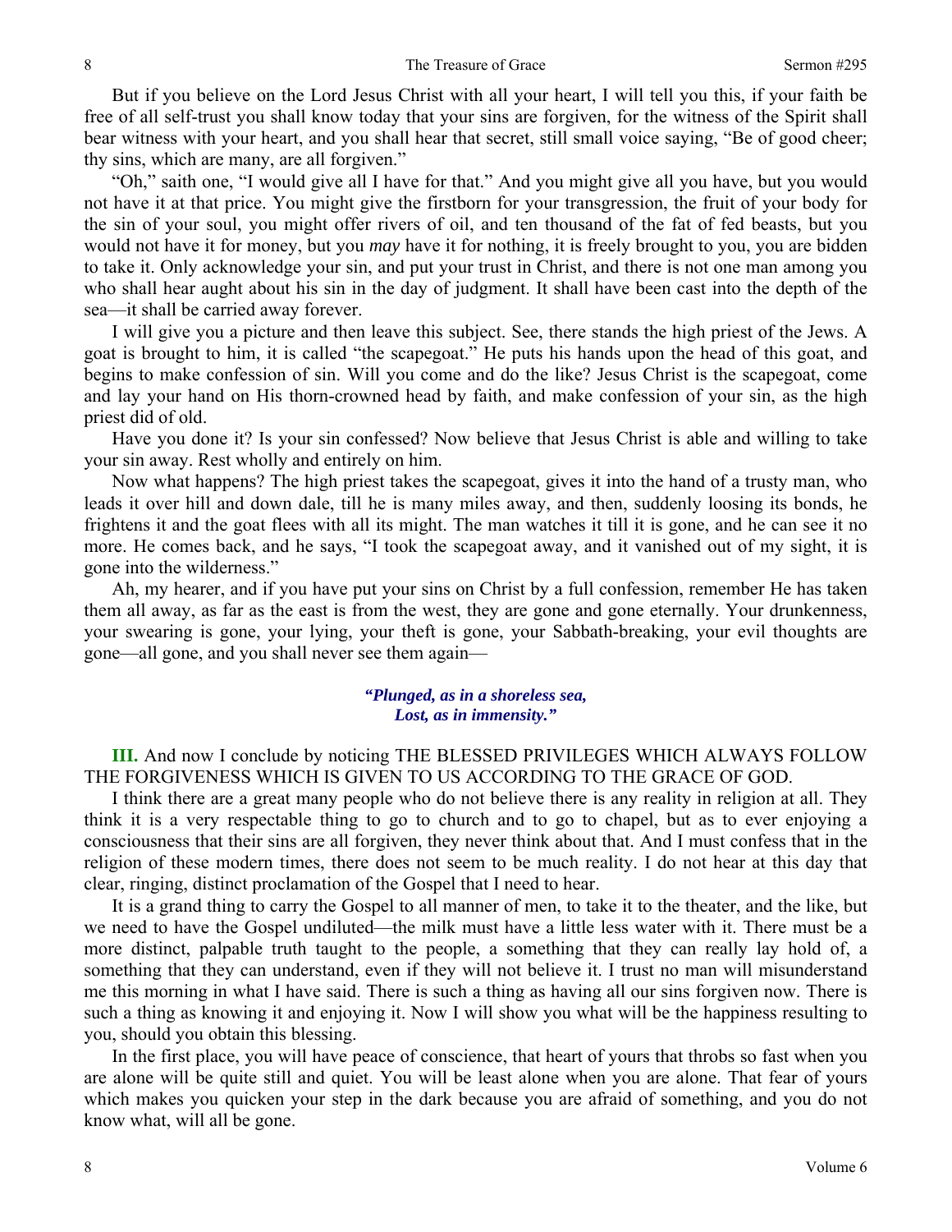But if you believe on the Lord Jesus Christ with all your heart, I will tell you this, if your faith be free of all self-trust you shall know today that your sins are forgiven, for the witness of the Spirit shall bear witness with your heart, and you shall hear that secret, still small voice saying, "Be of good cheer; thy sins, which are many, are all forgiven."

"Oh," saith one, "I would give all I have for that." And you might give all you have, but you would not have it at that price. You might give the firstborn for your transgression, the fruit of your body for the sin of your soul, you might offer rivers of oil, and ten thousand of the fat of fed beasts, but you would not have it for money, but you *may* have it for nothing, it is freely brought to you, you are bidden to take it. Only acknowledge your sin, and put your trust in Christ, and there is not one man among you who shall hear aught about his sin in the day of judgment. It shall have been cast into the depth of the sea—it shall be carried away forever.

I will give you a picture and then leave this subject. See, there stands the high priest of the Jews. A goat is brought to him, it is called "the scapegoat." He puts his hands upon the head of this goat, and begins to make confession of sin. Will you come and do the like? Jesus Christ is the scapegoat, come and lay your hand on His thorn-crowned head by faith, and make confession of your sin, as the high priest did of old.

Have you done it? Is your sin confessed? Now believe that Jesus Christ is able and willing to take your sin away. Rest wholly and entirely on him.

Now what happens? The high priest takes the scapegoat, gives it into the hand of a trusty man, who leads it over hill and down dale, till he is many miles away, and then, suddenly loosing its bonds, he frightens it and the goat flees with all its might. The man watches it till it is gone, and he can see it no more. He comes back, and he says, "I took the scapegoat away, and it vanished out of my sight, it is gone into the wilderness."

Ah, my hearer, and if you have put your sins on Christ by a full confession, remember He has taken them all away, as far as the east is from the west, they are gone and gone eternally. Your drunkenness, your swearing is gone, your lying, your theft is gone, your Sabbath-breaking, your evil thoughts are gone—all gone, and you shall never see them again—

> ***"Plunged, as in a shoreless sea,***
> ***Lost, as in immensity."***

**III.** And now I conclude by noticing THE BLESSED PRIVILEGES WHICH ALWAYS FOLLOW THE FORGIVENESS WHICH IS GIVEN TO US ACCORDING TO THE GRACE OF GOD.

I think there are a great many people who do not believe there is any reality in religion at all. They think it is a very respectable thing to go to church and to go to chapel, but as to ever enjoying a consciousness that their sins are all forgiven, they never think about that. And I must confess that in the religion of these modern times, there does not seem to be much reality. I do not hear at this day that clear, ringing, distinct proclamation of the Gospel that I need to hear.

It is a grand thing to carry the Gospel to all manner of men, to take it to the theater, and the like, but we need to have the Gospel undiluted—the milk must have a little less water with it. There must be a more distinct, palpable truth taught to the people, a something that they can really lay hold of, a something that they can understand, even if they will not believe it. I trust no man will misunderstand me this morning in what I have said. There is such a thing as having all our sins forgiven now. There is such a thing as knowing it and enjoying it. Now I will show you what will be the happiness resulting to you, should you obtain this blessing.

In the first place, you will have peace of conscience, that heart of yours that throbs so fast when you are alone will be quite still and quiet. You will be least alone when you are alone. That fear of yours which makes you quicken your step in the dark because you are afraid of something, and you do not know what, will all be gone.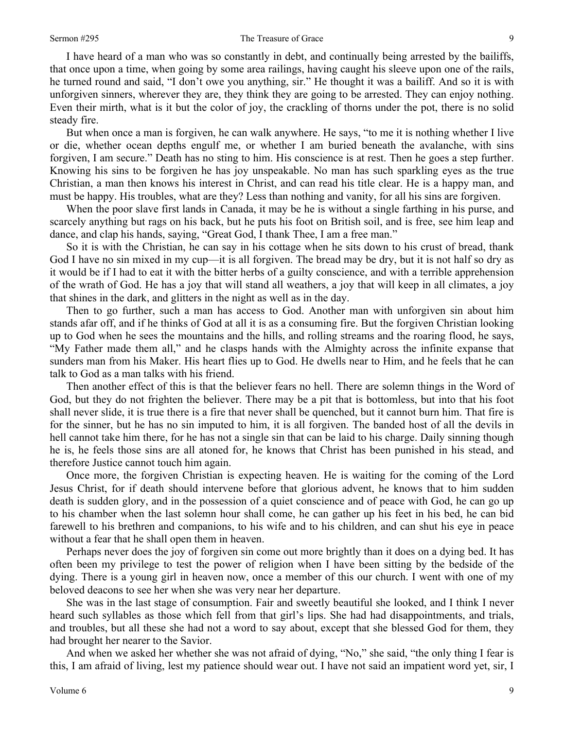I have heard of a man who was so constantly in debt, and continually being arrested by the bailiffs, that once upon a time, when going by some area railings, having caught his sleeve upon one of the rails, he turned round and said, "I don't owe you anything, sir." He thought it was a bailiff. And so it is with unforgiven sinners, wherever they are, they think they are going to be arrested. They can enjoy nothing. Even their mirth, what is it but the color of joy, the crackling of thorns under the pot, there is no solid steady fire.

But when once a man is forgiven, he can walk anywhere. He says, "to me it is nothing whether I live or die, whether ocean depths engulf me, or whether I am buried beneath the avalanche, with sins forgiven, I am secure." Death has no sting to him. His conscience is at rest. Then he goes a step further. Knowing his sins to be forgiven he has joy unspeakable. No man has such sparkling eyes as the true Christian, a man then knows his interest in Christ, and can read his title clear. He is a happy man, and must be happy. His troubles, what are they? Less than nothing and vanity, for all his sins are forgiven.

When the poor slave first lands in Canada, it may be he is without a single farthing in his purse, and scarcely anything but rags on his back, but he puts his foot on British soil, and is free, see him leap and dance, and clap his hands, saying, "Great God, I thank Thee, I am a free man."

So it is with the Christian, he can say in his cottage when he sits down to his crust of bread, thank God I have no sin mixed in my cup—it is all forgiven. The bread may be dry, but it is not half so dry as it would be if I had to eat it with the bitter herbs of a guilty conscience, and with a terrible apprehension of the wrath of God. He has a joy that will stand all weathers, a joy that will keep in all climates, a joy that shines in the dark, and glitters in the night as well as in the day.

Then to go further, such a man has access to God. Another man with unforgiven sin about him stands afar off, and if he thinks of God at all it is as a consuming fire. But the forgiven Christian looking up to God when he sees the mountains and the hills, and rolling streams and the roaring flood, he says, "My Father made them all," and he clasps hands with the Almighty across the infinite expanse that sunders man from his Maker. His heart flies up to God. He dwells near to Him, and he feels that he can talk to God as a man talks with his friend.

Then another effect of this is that the believer fears no hell. There are solemn things in the Word of God, but they do not frighten the believer. There may be a pit that is bottomless, but into that his foot shall never slide, it is true there is a fire that never shall be quenched, but it cannot burn him. That fire is for the sinner, but he has no sin imputed to him, it is all forgiven. The banded host of all the devils in hell cannot take him there, for he has not a single sin that can be laid to his charge. Daily sinning though he is, he feels those sins are all atoned for, he knows that Christ has been punished in his stead, and therefore Justice cannot touch him again.

Once more, the forgiven Christian is expecting heaven. He is waiting for the coming of the Lord Jesus Christ, for if death should intervene before that glorious advent, he knows that to him sudden death is sudden glory, and in the possession of a quiet conscience and of peace with God, he can go up to his chamber when the last solemn hour shall come, he can gather up his feet in his bed, he can bid farewell to his brethren and companions, to his wife and to his children, and can shut his eye in peace without a fear that he shall open them in heaven.

Perhaps never does the joy of forgiven sin come out more brightly than it does on a dying bed. It has often been my privilege to test the power of religion when I have been sitting by the bedside of the dying. There is a young girl in heaven now, once a member of this our church. I went with one of my beloved deacons to see her when she was very near her departure.

She was in the last stage of consumption. Fair and sweetly beautiful she looked, and I think I never heard such syllables as those which fell from that girl's lips. She had had disappointments, and trials, and troubles, but all these she had not a word to say about, except that she blessed God for them, they had brought her nearer to the Savior.

And when we asked her whether she was not afraid of dying, "No," she said, "the only thing I fear is this, I am afraid of living, lest my patience should wear out. I have not said an impatient word yet, sir, I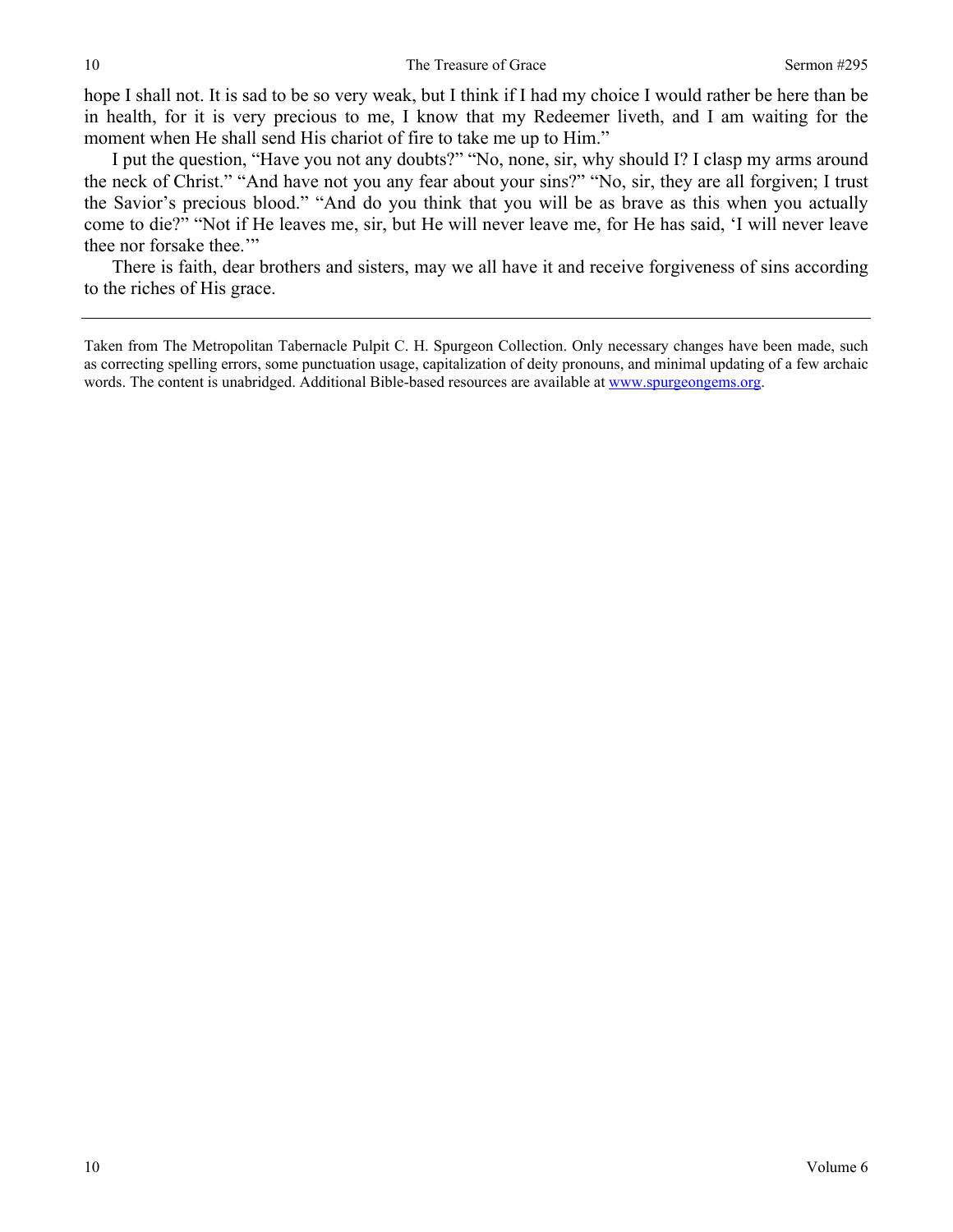hope I shall not. It is sad to be so very weak, but I think if I had my choice I would rather be here than be in health, for it is very precious to me, I know that my Redeemer liveth, and I am waiting for the moment when He shall send His chariot of fire to take me up to Him."

I put the question, "Have you not any doubts?" "No, none, sir, why should I? I clasp my arms around the neck of Christ." "And have not you any fear about your sins?" "No, sir, they are all forgiven; I trust the Savior's precious blood." "And do you think that you will be as brave as this when you actually come to die?" "Not if He leaves me, sir, but He will never leave me, for He has said, 'I will never leave thee nor forsake thee.'"

There is faith, dear brothers and sisters, may we all have it and receive forgiveness of sins according to the riches of His grace.

---

Taken from The Metropolitan Tabernacle Pulpit C. H. Spurgeon Collection. Only necessary changes have been made, such as correcting spelling errors, some punctuation usage, capitalization of deity pronouns, and minimal updating of a few archaic words. The content is unabridged. Additional Bible-based resources are available at www.spurgeongems.org.